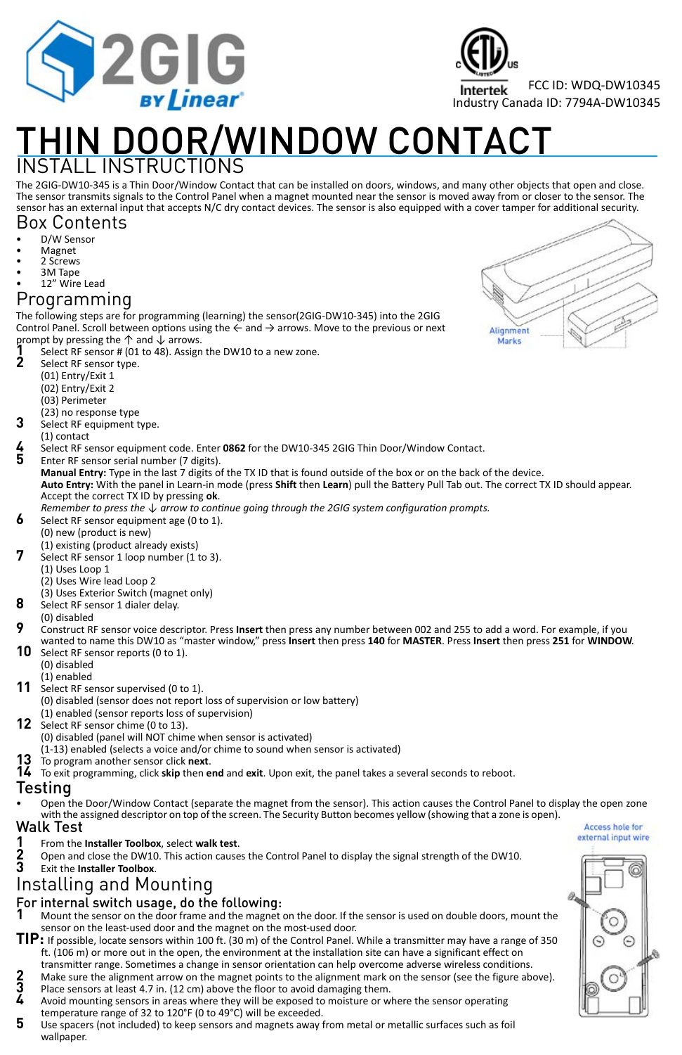2GIG BY Linear

FCC ID: WDQ-DW10345
Industry Canada ID: 7794A-DW10345

# THIN DOOR/WINDOW CONTACT

## INSTALL INSTRUCTIONS

The 2GIG-DW10-345 is a Thin Door/Window Contact that can be installed on doors, windows, and many other objects that open and close. The sensor transmits signals to the Control Panel when a magnet mounted near the sensor is moved away from or closer to the sensor. The sensor has an external input that accepts N/C dry contact devices. The sensor is also equipped with a cover tamper for additional security.

## Box Contents

- D/W Sensor
- Magnet
- 2 Screws
- 3M Tape
- 12" Wire Lead

Alignment Marks

## Programming

The following steps are for programming (learning) the sensor(2GIG-DW10-345) into the 2GIG Control Panel. Scroll between options using the ← and → arrows. Move to the previous or next prompt by pressing the ↑ and ↓ arrows.

1. Select RF sensor # (01 to 48). Assign the DW10 to a new zone.
2. Select RF sensor type.
   (01) Entry/Exit 1
   (02) Entry/Exit 2
   (03) Perimeter
   (23) no response type
3. Select RF equipment type.
   (1) contact
4. Select RF sensor equipment code. Enter **0862** for the DW10-345 2GIG Thin Door/Window Contact.
5. Enter RF sensor serial number (7 digits).
   **Manual Entry:** Type in the last 7 digits of the TX ID that is found outside of the box or on the back of the device.
   **Auto Entry:** With the panel in Learn-in mode (press **Shift** then **Learn**) pull the Battery Pull Tab out. The correct TX ID should appear. Accept the correct TX ID by pressing **ok**.
   *Remember to press the ↓ arrow to continue going through the 2GIG system configuration prompts.*
6. Select RF sensor equipment age (0 to 1).
   (0) new (product is new)
   (1) existing (product already exists)
7. Select RF sensor 1 loop number (1 to 3).
   (1) Uses Loop 1
   (2) Uses Wire lead Loop 2
   (3) Uses Exterior Switch (magnet only)
8. Select RF sensor 1 dialer delay.
   (0) disabled
9. Construct RF sensor voice descriptor. Press **Insert** then press any number between 002 and 255 to add a word. For example, if you wanted to name this DW10 as "master window," press **Insert** then press **140** for **MASTER**. Press **Insert** then press **251** for **WINDOW**.
10. Select RF sensor reports (0 to 1).
    (0) disabled
    (1) enabled
11. Select RF sensor supervised (0 to 1).
    (0) disabled (sensor does not report loss of supervision or low battery)
    (1) enabled (sensor reports loss of supervision)
12. Select RF sensor chime (0 to 13).
    (0) disabled (panel will NOT chime when sensor is activated)
    (1-13) enabled (selects a voice and/or chime to sound when sensor is activated)
13. To program another sensor click **next**.
14. To exit programming, click **skip** then **end** and **exit**. Upon exit, the panel takes a several seconds to reboot.

## Testing

- Open the Door/Window Contact (separate the magnet from the sensor). This action causes the Control Panel to display the open zone with the assigned descriptor on top of the screen. The Security Button becomes yellow (showing that a zone is open).

## Walk Test

1. From the **Installer Toolbox**, select **walk test**.
2. Open and close the DW10. This action causes the Control Panel to display the signal strength of the DW10.
3. Exit the **Installer Toolbox**.

Access hole for external input wire

## Installing and Mounting

### For internal switch usage, do the following:

1. Mount the sensor on the door frame and the magnet on the door. If the sensor is used on double doors, mount the sensor on the least-used door and the magnet on the most-used door.

**TIP:** If possible, locate sensors within 100 ft. (30 m) of the Control Panel. While a transmitter may have a range of 350 ft. (106 m) or more out in the open, the environment at the installation site can have a significant effect on transmitter range. Sometimes a change in sensor orientation can help overcome adverse wireless conditions.

2. Make sure the alignment arrow on the magnet points to the alignment mark on the sensor (see the figure above).
3. Place sensors at least 4.7 in. (12 cm) above the floor to avoid damaging them.
4. Avoid mounting sensors in areas where they will be exposed to moisture or where the sensor operating temperature range of 32 to 120°F (0 to 49°C) will be exceeded.
5. Use spacers (not included) to keep sensors and magnets away from metal or metallic surfaces such as foil wallpaper.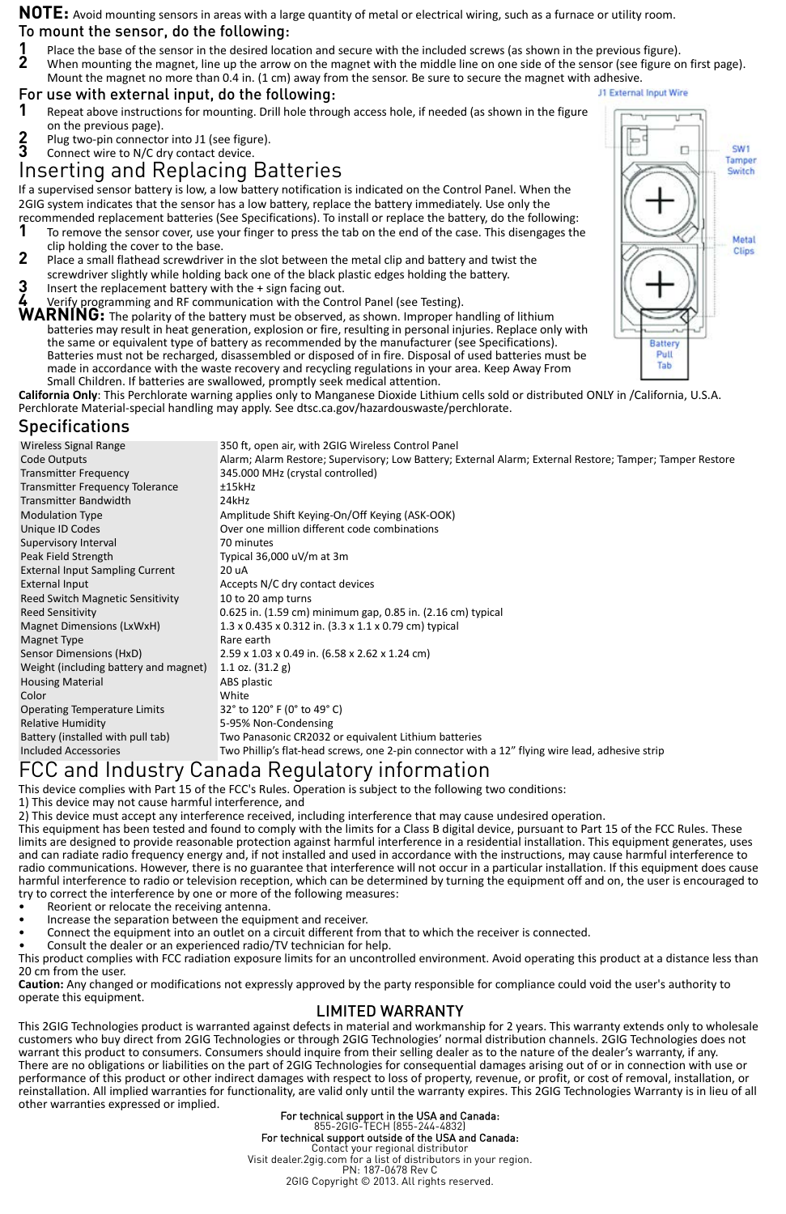**NOTE:** Avoid mounting sensors in areas with a large quantity of metal or electrical wiring, such as a furnace or utility room.

### To mount the sensor, do the following:

1. Place the base of the sensor in the desired location and secure with the included screws (as shown in the previous figure).
2. When mounting the magnet, line up the arrow on the magnet with the middle line on one side of the sensor (see figure on first page). Mount the magnet no more than 0.4 in. (1 cm) away from the sensor. Be sure to secure the magnet with adhesive.

### For use with external input, do the following:

1. Repeat above instructions for mounting. Drill hole through access hole, if needed (as shown in the figure on the previous page).
2. Plug two-pin connector into J1 (see figure).
3. Connect wire to N/C dry contact device.

J1 External Input Wire

SW1 Tamper Switch

Metal Clips

Battery Pull Tab

# Inserting and Replacing Batteries

If a supervised sensor battery is low, a low battery notification is indicated on the Control Panel. When the 2GIG system indicates that the sensor has a low battery, replace the battery immediately. Use only the recommended replacement batteries (See Specifications). To install or replace the battery, do the following:

1. To remove the sensor cover, use your finger to press the tab on the end of the case. This disengages the clip holding the cover to the base.
2. Place a small flathead screwdriver in the slot between the metal clip and battery and twist the screwdriver slightly while holding back one of the black plastic edges holding the battery.
3. Insert the replacement battery with the + sign facing out.
4. Verify programming and RF communication with the Control Panel (see Testing).

**WARNING:** The polarity of the battery must be observed, as shown. Improper handling of lithium batteries may result in heat generation, explosion or fire, resulting in personal injuries. Replace only with the same or equivalent type of battery as recommended by the manufacturer (see Specifications). Batteries must not be recharged, disassembled or disposed of in fire. Disposal of used batteries must be made in accordance with the waste recovery and recycling regulations in your area. Keep Away From Small Children. If batteries are swallowed, promptly seek medical attention.

**California Only**: This Perchlorate warning applies only to Manganese Dioxide Lithium cells sold or distributed ONLY in /California, U.S.A. Perchlorate Material-special handling may apply. See dtsc.ca.gov/hazardouswaste/perchlorate.

## Specifications

| | |
|---|---|
| Wireless Signal Range | 350 ft, open air, with 2GIG Wireless Control Panel |
| Code Outputs | Alarm; Alarm Restore; Supervisory; Low Battery; External Alarm; External Restore; Tamper; Tamper Restore |
| Transmitter Frequency | 345.000 MHz (crystal controlled) |
| Transmitter Frequency Tolerance | ±15kHz |
| Transmitter Bandwidth | 24kHz |
| Modulation Type | Amplitude Shift Keying-On/Off Keying (ASK-OOK) |
| Unique ID Codes | Over one million different code combinations |
| Supervisory Interval | 70 minutes |
| Peak Field Strength | Typical 36,000 uV/m at 3m |
| External Input Sampling Current | 20 uA |
| External Input | Accepts N/C dry contact devices |
| Reed Switch Magnetic Sensitivity | 10 to 20 amp turns |
| Reed Sensitivity | 0.625 in. (1.59 cm) minimum gap, 0.85 in. (2.16 cm) typical |
| Magnet Dimensions (LxWxH) | 1.3 x 0.435 x 0.312 in. (3.3 x 1.1 x 0.79 cm) typical |
| Magnet Type | Rare earth |
| Sensor Dimensions (HxD) | 2.59 x 1.03 x 0.49 in. (6.58 x 2.62 x 1.24 cm) |
| Weight (including battery and magnet) | 1.1 oz. (31.2 g) |
| Housing Material | ABS plastic |
| Color | White |
| Operating Temperature Limits | 32° to 120° F (0° to 49° C) |
| Relative Humidity | 5-95% Non-Condensing |
| Battery (installed with pull tab) | Two Panasonic CR2032 or equivalent Lithium batteries |
| Included Accessories | Two Phillip's flat-head screws, one 2-pin connector with a 12" flying wire lead, adhesive strip |

# FCC and Industry Canada Regulatory information

This device complies with Part 15 of the FCC's Rules. Operation is subject to the following two conditions:
1) This device may not cause harmful interference, and
2) This device must accept any interference received, including interference that may cause undesired operation.
This equipment has been tested and found to comply with the limits for a Class B digital device, pursuant to Part 15 of the FCC Rules. These limits are designed to provide reasonable protection against harmful interference in a residential installation. This equipment generates, uses and can radiate radio frequency energy and, if not installed and used in accordance with the instructions, may cause harmful interference to radio communications. However, there is no guarantee that interference will not occur in a particular installation. If this equipment does cause harmful interference to radio or television reception, which can be determined by turning the equipment off and on, the user is encouraged to try to correct the interference by one or more of the following measures:

- Reorient or relocate the receiving antenna.
- Increase the separation between the equipment and receiver.
- Connect the equipment into an outlet on a circuit different from that to which the receiver is connected.
- Consult the dealer or an experienced radio/TV technician for help.

This product complies with FCC radiation exposure limits for an uncontrolled environment. Avoid operating this product at a distance less than 20 cm from the user.

**Caution:** Any changed or modifications not expressly approved by the party responsible for compliance could void the user's authority to operate this equipment.

## LIMITED WARRANTY

This 2GIG Technologies product is warranted against defects in material and workmanship for 2 years. This warranty extends only to wholesale customers who buy direct from 2GIG Technologies or through 2GIG Technologies' normal distribution channels. 2GIG Technologies does not warrant this product to consumers. Consumers should inquire from their selling dealer as to the nature of the dealer's warranty, if any.
There are no obligations or liabilities on the part of 2GIG Technologies for consequential damages arising out of or in connection with use or performance of this product or other indirect damages with respect to loss of property, revenue, or profit, or cost of removal, installation, or reinstallation. All implied warranties for functionality, are valid only until the warranty expires. This 2GIG Technologies Warranty is in lieu of all other warranties expressed or implied.

**For technical support in the USA and Canada:**
855-2GIG-TECH (855-244-4832)
**For technical support outside of the USA and Canada:**
Contact your regional distributor
Visit dealer.2gig.com for a list of distributors in your region.
PN: 187-0678 Rev C
2GIG Copyright © 2013. All rights reserved.